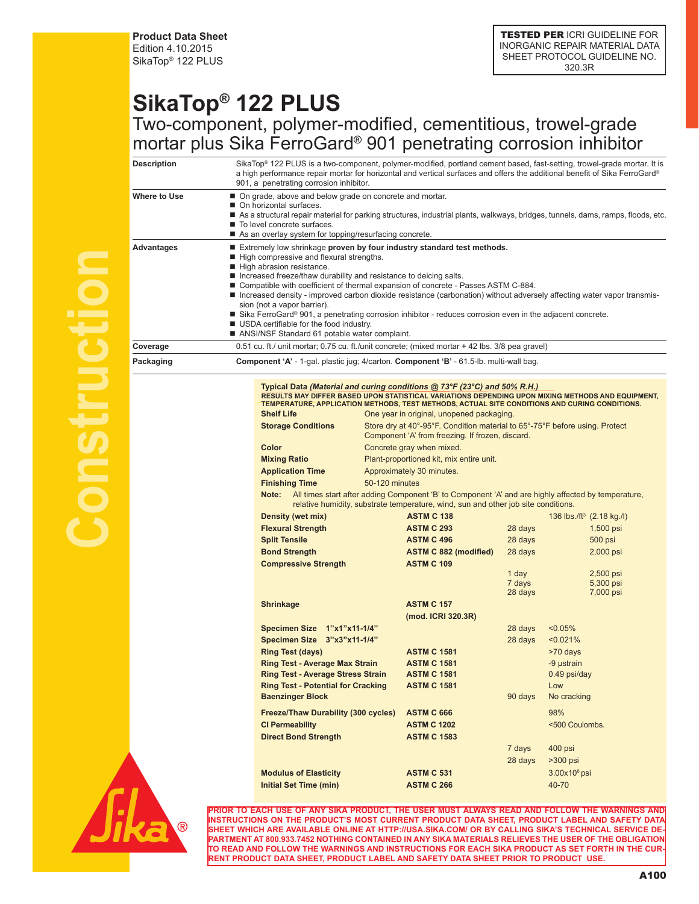**Product Data Sheet**
Edition 4.10.2015
SikaTop® 122 PLUS

**TESTED PER** ICRI GUIDELINE FOR INORGANIC REPAIR MATERIAL DATA SHEET PROTOCOL GUIDELINE NO. 320.3R

# SikaTop® 122 PLUS

## Two-component, polymer-modified, cementitious, trowel-grade mortar plus Sika FerroGard® 901 penetrating corrosion inhibitor

**Description**

SikaTop® 122 PLUS is a two-component, polymer-modified, portland cement based, fast-setting, trowel-grade mortar. It is a high performance repair mortar for horizontal and vertical surfaces and offers the additional benefit of Sika FerroGard® 901, a penetrating corrosion inhibitor.

**Where to Use**

- On grade, above and below grade on concrete and mortar.
- On horizontal surfaces.
- As a structural repair material for parking structures, industrial plants, walkways, bridges, tunnels, dams, ramps, floods, etc.
- To level concrete surfaces.
- As an overlay system for topping/resurfacing concrete.

**Advantages**

- Extremely low shrinkage **proven by four industry standard test methods.**
- High compressive and flexural strengths.
- High abrasion resistance.
- Increased freeze/thaw durability and resistance to deicing salts.
- Compatible with coefficient of thermal expansion of concrete - Passes ASTM C-884.
- Increased density - improved carbon dioxide resistance (carbonation) without adversely affecting water vapor transmission (not a vapor barrier).
- Sika FerroGard® 901, a penetrating corrosion inhibitor - reduces corrosion even in the adjacent concrete.
- USDA certifiable for the food industry.
- ANSI/NSF Standard 61 potable water complaint.

**Coverage**

0.51 cu. ft./ unit mortar; 0.75 cu. ft./unit concrete; (mixed mortar + 42 lbs. 3/8 pea gravel)

**Packaging**

**Component 'A'** - 1-gal. plastic jug; 4/carton. **Component 'B'** - 61.5-lb. multi-wall bag.

**Typical Data *(Material and curing conditions @ 73°F (23°C) and 50% R.H.)***

**RESULTS MAY DIFFER BASED UPON STATISTICAL VARIATIONS DEPENDING UPON MIXING METHODS AND EQUIPMENT, TEMPERATURE, APPLICATION METHODS, TEST METHODS, ACTUAL SITE CONDITIONS AND CURING CONDITIONS.**

| | |
|---|---|
| **Shelf Life** | One year in original, unopened packaging. |
| **Storage Conditions** | Store dry at 40°-95°F. Condition material to 65°-75°F before using. Protect Component 'A' from freezing. If frozen, discard. |
| **Color** | Concrete gray when mixed. |
| **Mixing Ratio** | Plant-proportioned kit, mix entire unit. |
| **Application Time** | Approximately 30 minutes. |
| **Finishing Time** | 50-120 minutes |

**Note:** All times start after adding Component 'B' to Component 'A' and are highly affected by temperature, relative humidity, substrate temperature, wind, sun and other job site conditions.

| Property | Test Method | Age | Result |
|---|---|---|---|
| **Density (wet mix)** | **ASTM C 138** | | 136 lbs./ft³ (2.18 kg./l) |
| **Flexural Strength** | **ASTM C 293** | 28 days | 1,500 psi |
| **Split Tensile** | **ASTM C 496** | 28 days | 500 psi |
| **Bond Strength** | **ASTM C 882 (modified)** | 28 days | 2,000 psi |
| **Compressive Strength** | **ASTM C 109** | 1 day | 2,500 psi |
| | | 7 days | 5,300 psi |
| | | 28 days | 7,000 psi |
| **Shrinkage** | **ASTM C 157 (mod. ICRI 320.3R)** | | |
| **Specimen Size 1"x1"x11-1/4"** | | 28 days | <0.05% |
| **Specimen Size 3"x3"x11-1/4"** | | 28 days | <0.021% |
| **Ring Test (days)** | **ASTM C 1581** | | >70 days |
| **Ring Test - Average Max Strain** | **ASTM C 1581** | | -9 µstrain |
| **Ring Test - Average Stress Strain** | **ASTM C 1581** | | 0.49 psi/day |
| **Ring Test - Potential for Cracking** | **ASTM C 1581** | | Low |
| **Baenzinger Block** | | 90 days | No cracking |
| **Freeze/Thaw Durability (300 cycles)** | **ASTM C 666** | | 98% |
| **Cl Permeability** | **ASTM C 1202** | | <500 Coulombs. |
| **Direct Bond Strength** | **ASTM C 1583** | 7 days | 400 psi |
| | | 28 days | >300 psi |
| **Modulus of Elasticity** | **ASTM C 531** | | $3.00 \times 10^6$ psi |
| **Initial Set Time (min)** | **ASTM C 266** | | 40-70 |

**PRIOR TO EACH USE OF ANY SIKA PRODUCT, THE USER MUST ALWAYS READ AND FOLLOW THE WARNINGS AND INSTRUCTIONS ON THE PRODUCT'S MOST CURRENT PRODUCT DATA SHEET, PRODUCT LABEL AND SAFETY DATA SHEET WHICH ARE AVAILABLE ONLINE AT HTTP://USA.SIKA.COM/ OR BY CALLING SIKA'S TECHNICAL SERVICE DEPARTMENT AT 800.933.7452 NOTHING CONTAINED IN ANY SIKA MATERIALS RELIEVES THE USER OF THE OBLIGATION TO READ AND FOLLOW THE WARNINGS AND INSTRUCTIONS FOR EACH SIKA PRODUCT AS SET FORTH IN THE CURRENT PRODUCT DATA SHEET, PRODUCT LABEL AND SAFETY DATA SHEET PRIOR TO PRODUCT USE.**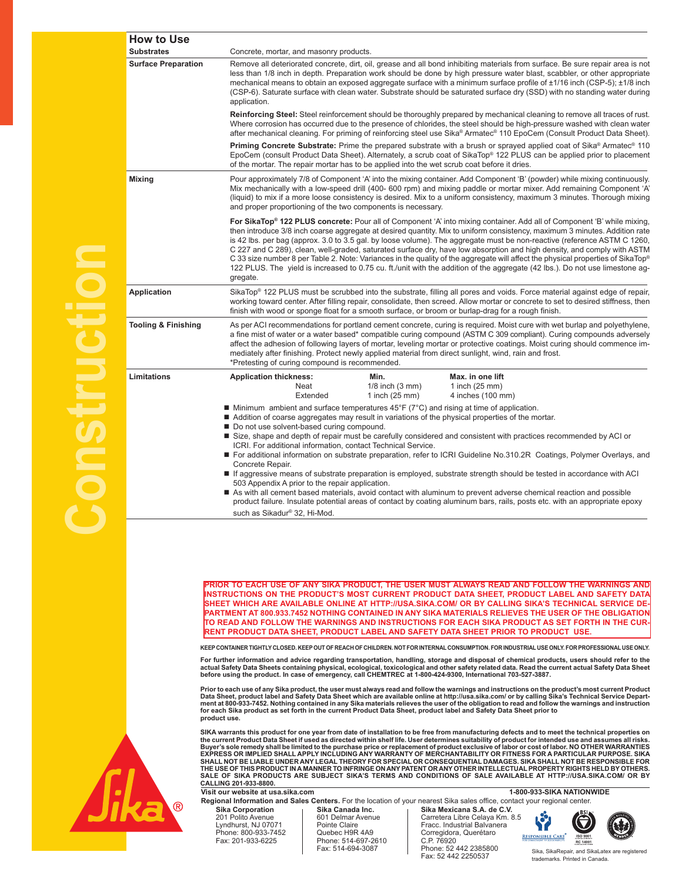## How to Use

**Substrates**

Concrete, mortar, and masonry products.

**Surface Preparation**

Remove all deteriorated concrete, dirt, oil, grease and all bond inhibiting materials from surface. Be sure repair area is not less than 1/8 inch in depth. Preparation work should be done by high pressure water blast, scabbler, or other appropriate mechanical means to obtain an exposed aggregate surface with a minimum surface profile of ±1/16 inch (CSP-5); ±1/8 inch (CSP-6). Saturate surface with clean water. Substrate should be saturated surface dry (SSD) with no standing water during application.

**Reinforcing Steel:** Steel reinforcement should be thoroughly prepared by mechanical cleaning to remove all traces of rust. Where corrosion has occurred due to the presence of chlorides, the steel should be high-pressure washed with clean water after mechanical cleaning. For priming of reinforcing steel use Sika® Armatec® 110 EpoCem (Consult Product Data Sheet).

**Priming Concrete Substrate:** Prime the prepared substrate with a brush or sprayed applied coat of Sika® Armatec® 110 EpoCem (consult Product Data Sheet). Alternately, a scrub coat of SikaTop® 122 PLUS can be applied prior to placement of the mortar. The repair mortar has to be applied into the wet scrub coat before it dries.

**Mixing**

Pour approximately 7/8 of Component 'A' into the mixing container. Add Component 'B' (powder) while mixing continuously. Mix mechanically with a low-speed drill (400- 600 rpm) and mixing paddle or mortar mixer. Add remaining Component 'A' (liquid) to mix if a more loose consistency is desired. Mix to a uniform consistency, maximum 3 minutes. Thorough mixing and proper proportioning of the two components is necessary.

**For SikaTop® 122 PLUS concrete:** Pour all of Component 'A' into mixing container. Add all of Component 'B' while mixing, then introduce 3/8 inch coarse aggregate at desired quantity. Mix to uniform consistency, maximum 3 minutes. Addition rate is 42 lbs. per bag (approx. 3.0 to 3.5 gal. by loose volume). The aggregate must be non-reactive (reference ASTM C 1260, C 227 and C 289), clean, well-graded, saturated surface dry, have low absorption and high density, and comply with ASTM C 33 size number 8 per Table 2. Note: Variances in the quality of the aggregate will affect the physical properties of SikaTop® 122 PLUS. The yield is increased to 0.75 cu. ft./unit with the addition of the aggregate (42 lbs.). Do not use limestone aggregate.

**Application**

SikaTop® 122 PLUS must be scrubbed into the substrate, filling all pores and voids. Force material against edge of repair, working toward center. After filling repair, consolidate, then screed. Allow mortar or concrete to set to desired stiffness, then finish with wood or sponge float for a smooth surface, or broom or burlap-drag for a rough finish.

**Tooling & Finishing**

As per ACI recommendations for portland cement concrete, curing is required. Moist cure with wet burlap and polyethylene, a fine mist of water or a water based* compatible curing compound (ASTM C 309 compliant). Curing compounds adversely affect the adhesion of following layers of mortar, leveling mortar or protective coatings. Moist curing should commence immediately after finishing. Protect newly applied material from direct sunlight, wind, rain and frost.
*Pretesting of curing compound is recommended.

**Limitations**

| Application thickness: | Min. | Max. in one lift |
|---|---|---|
| Neat | 1/8 inch (3 mm) | 1 inch (25 mm) |
| Extended | 1 inch (25 mm) | 4 inches (100 mm) |

- Minimum ambient and surface temperatures 45°F (7°C) and rising at time of application.
- Addition of coarse aggregates may result in variations of the physical properties of the mortar.
- Do not use solvent-based curing compound.
- Size, shape and depth of repair must be carefully considered and consistent with practices recommended by ACI or ICRI. For additional information, contact Technical Service.
- For additional information on substrate preparation, refer to ICRI Guideline No.310.2R Coatings, Polymer Overlays, and Concrete Repair.
- If aggressive means of substrate preparation is employed, substrate strength should be tested in accordance with ACI 503 Appendix A prior to the repair application.
- As with all cement based materials, avoid contact with aluminum to prevent adverse chemical reaction and possible product failure. Insulate potential areas of contact by coating aluminum bars, rails, posts etc. with an appropriate epoxy such as Sikadur® 32, Hi-Mod.

**PRIOR TO EACH USE OF ANY SIKA PRODUCT, THE USER MUST ALWAYS READ AND FOLLOW THE WARNINGS AND INSTRUCTIONS ON THE PRODUCT'S MOST CURRENT PRODUCT DATA SHEET, PRODUCT LABEL AND SAFETY DATA SHEET WHICH ARE AVAILABLE ONLINE AT HTTP://USA.SIKA.COM/ OR BY CALLING SIKA'S TECHNICAL SERVICE DEPARTMENT AT 800.933.7452 NOTHING CONTAINED IN ANY SIKA MATERIALS RELIEVES THE USER OF THE OBLIGATION TO READ AND FOLLOW THE WARNINGS AND INSTRUCTIONS FOR EACH SIKA PRODUCT AS SET FORTH IN THE CURRENT PRODUCT DATA SHEET, PRODUCT LABEL AND SAFETY DATA SHEET PRIOR TO PRODUCT USE.**

**KEEP CONTAINER TIGHTLY CLOSED. KEEP OUT OF REACH OF CHILDREN. NOT FOR INTERNAL CONSUMPTION. FOR INDUSTRIAL USE ONLY. FOR PROFESSIONAL USE ONLY.**

**For further information and advice regarding transportation, handling, storage and disposal of chemical products, users should refer to the actual Safety Data Sheets containing physical, ecological, toxicological and other safety related data. Read the current actual Safety Data Sheet before using the product. In case of emergency, call CHEMTREC at 1-800-424-9300, International 703-527-3887.**

**Prior to each use of any Sika product, the user must always read and follow the warnings and instructions on the product's most current Product Data Sheet, product label and Safety Data Sheet which are available online at http://usa.sika.com/ or by calling Sika's Technical Service Department at 800-933-7452. Nothing contained in any Sika materials relieves the user of the obligation to read and follow the warnings and instruction for each Sika product as set forth in the current Product Data Sheet, product label and Safety Data Sheet prior to product use.**

**SIKA warrants this product for one year from date of installation to be free from manufacturing defects and to meet the technical properties on the current Product Data Sheet if used as directed within shelf life. User determines suitability of product for intended use and assumes all risks. Buyer's sole remedy shall be limited to the purchase price or replacement of product exclusive of labor or cost of labor. NO OTHER WARRANTIES EXPRESS OR IMPLIED SHALL APPLY INCLUDING ANY WARRANTY OF MERCHANTABILITY OR FITNESS FOR A PARTICULAR PURPOSE. SIKA SHALL NOT BE LIABLE UNDER ANY LEGAL THEORY FOR SPECIAL OR CONSEQUENTIAL DAMAGES. SIKA SHALL NOT BE RESPONSIBLE FOR THE USE OF THIS PRODUCT IN A MANNER TO INFRINGE ON ANY PATENT OR ANY OTHER INTELLECTUAL PROPERTY RIGHTS HELD BY OTHERS. SALE OF SIKA PRODUCTS ARE SUBJECT SIKA'S TERMS AND CONDITIONS OF SALE AVAILABLE AT HTTP://USA.SIKA.COM/ OR BY CALLING 201-933-8800.**

**Visit our website at usa.sika.com** **1-800-933-SIKA NATIONWIDE**

**Regional Information and Sales Centers.** For the location of your nearest Sika sales office, contact your regional center.

**Sika Corporation**
201 Polito Avenue
Lyndhurst, NJ 07071
Phone: 800-933-7452
Fax: 201-933-6225

**Sika Canada Inc.**
601 Delmar Avenue
Pointe Claire
Quebec H9R 4A9
Phone: 514-697-2610
Fax: 514-694-3087

**Sika Mexicana S.A. de C.V.**
Carretera Libre Celaya Km. 8.5
Fracc. Industrial Balvanera
Corregidora, Querétaro
C.P. 76920
Phone: 52 442 2385800
Fax: 52 442 2250537

Sika, SikaRepair, and SikaLatex are registered trademarks. Printed in Canada.